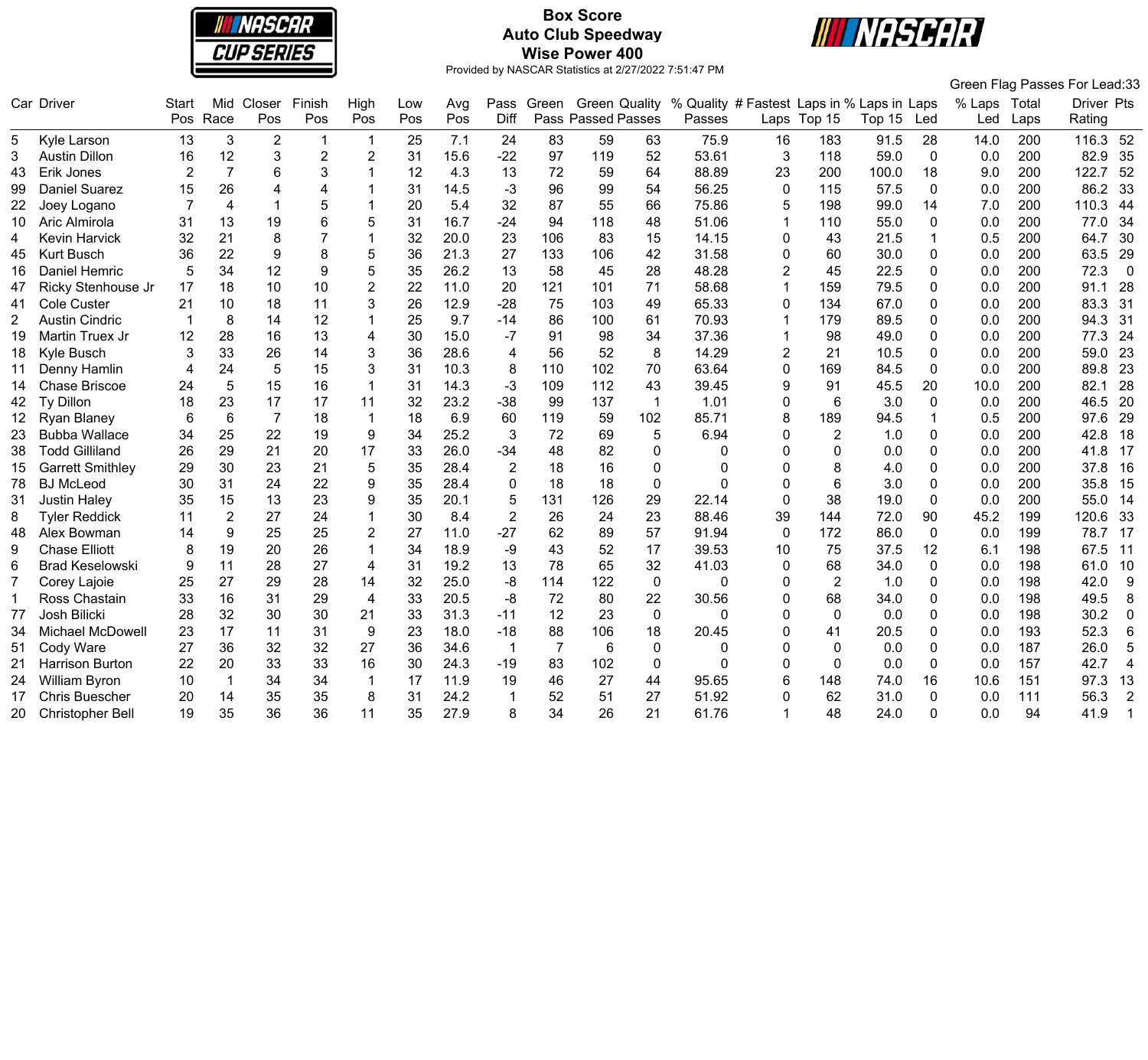# Box Score
## Auto Club Speedway
## Wise Power 400

Provided by NASCAR Statistics at 2/27/2022 7:51:47 PM

Green Flag Passes For Lead:33

| Car | Driver | Start Pos | Mid Race | Closer Pos | Finish Pos | High Pos | Low Pos | Avg Pos | Pass Diff | Green Pass | Green Passed | Quality Passes | % Quality Passes | # Fastest Laps | Laps in Top 15 | % Laps in Top 15 | Laps Led | % Laps Led | Total Laps | Driver Rating | Pts |
|---|---|---|---|---|---|---|---|---|---|---|---|---|---|---|---|---|---|---|---|---|---|
| 5 | Kyle Larson | 13 | 3 | 2 | 1 | 1 | 25 | 7.1 | 24 | 83 | 59 | 63 | 75.9 | 16 | 183 | 91.5 | 28 | 14.0 | 200 | 116.3 | 52 |
| 3 | Austin Dillon | 16 | 12 | 3 | 2 | 2 | 31 | 15.6 | -22 | 97 | 119 | 52 | 53.61 | 3 | 118 | 59.0 | 0 | 0.0 | 200 | 82.9 | 35 |
| 43 | Erik Jones | 2 | 7 | 6 | 3 | 1 | 12 | 4.3 | 13 | 72 | 59 | 64 | 88.89 | 23 | 200 | 100.0 | 18 | 9.0 | 200 | 122.7 | 52 |
| 99 | Daniel Suarez | 15 | 26 | 4 | 4 | 1 | 31 | 14.5 | -3 | 96 | 99 | 54 | 56.25 | 0 | 115 | 57.5 | 0 | 0.0 | 200 | 86.2 | 33 |
| 22 | Joey Logano | 7 | 4 | 1 | 5 | 1 | 20 | 5.4 | 32 | 87 | 55 | 66 | 75.86 | 5 | 198 | 99.0 | 14 | 7.0 | 200 | 110.3 | 44 |
| 10 | Aric Almirola | 31 | 13 | 19 | 6 | 5 | 31 | 16.7 | -24 | 94 | 118 | 48 | 51.06 | 1 | 110 | 55.0 | 0 | 0.0 | 200 | 77.0 | 34 |
| 4 | Kevin Harvick | 32 | 21 | 8 | 7 | 1 | 32 | 20.0 | 23 | 106 | 83 | 15 | 14.15 | 0 | 43 | 21.5 | 1 | 0.5 | 200 | 64.7 | 30 |
| 45 | Kurt Busch | 36 | 22 | 9 | 8 | 5 | 36 | 21.3 | 27 | 133 | 106 | 42 | 31.58 | 0 | 60 | 30.0 | 0 | 0.0 | 200 | 63.5 | 29 |
| 16 | Daniel Hemric | 5 | 34 | 12 | 9 | 5 | 35 | 26.2 | 13 | 58 | 45 | 28 | 48.28 | 2 | 45 | 22.5 | 0 | 0.0 | 200 | 72.3 | 0 |
| 47 | Ricky Stenhouse Jr | 17 | 18 | 10 | 10 | 2 | 22 | 11.0 | 20 | 121 | 101 | 71 | 58.68 | 1 | 159 | 79.5 | 0 | 0.0 | 200 | 91.1 | 28 |
| 41 | Cole Custer | 21 | 10 | 18 | 11 | 3 | 26 | 12.9 | -28 | 75 | 103 | 49 | 65.33 | 0 | 134 | 67.0 | 0 | 0.0 | 200 | 83.3 | 31 |
| 2 | Austin Cindric | 1 | 8 | 14 | 12 | 1 | 25 | 9.7 | -14 | 86 | 100 | 61 | 70.93 | 1 | 179 | 89.5 | 0 | 0.0 | 200 | 94.3 | 31 |
| 19 | Martin Truex Jr | 12 | 28 | 16 | 13 | 4 | 30 | 15.0 | -7 | 91 | 98 | 34 | 37.36 | 1 | 98 | 49.0 | 0 | 0.0 | 200 | 77.3 | 24 |
| 18 | Kyle Busch | 3 | 33 | 26 | 14 | 3 | 36 | 28.6 | 4 | 56 | 52 | 8 | 14.29 | 2 | 21 | 10.5 | 0 | 0.0 | 200 | 59.0 | 23 |
| 11 | Denny Hamlin | 4 | 24 | 5 | 15 | 3 | 31 | 10.3 | 8 | 110 | 102 | 70 | 63.64 | 0 | 169 | 84.5 | 0 | 0.0 | 200 | 89.8 | 23 |
| 14 | Chase Briscoe | 24 | 5 | 15 | 16 | 1 | 31 | 14.3 | -3 | 109 | 112 | 43 | 39.45 | 9 | 91 | 45.5 | 20 | 10.0 | 200 | 82.1 | 28 |
| 42 | Ty Dillon | 18 | 23 | 17 | 17 | 11 | 32 | 23.2 | -38 | 99 | 137 | 1 | 1.01 | 0 | 6 | 3.0 | 0 | 0.0 | 200 | 46.5 | 20 |
| 12 | Ryan Blaney | 6 | 6 | 7 | 18 | 1 | 18 | 6.9 | 60 | 119 | 59 | 102 | 85.71 | 8 | 189 | 94.5 | 1 | 0.5 | 200 | 97.6 | 29 |
| 23 | Bubba Wallace | 34 | 25 | 22 | 19 | 9 | 34 | 25.2 | 3 | 72 | 69 | 5 | 6.94 | 0 | 2 | 1.0 | 0 | 0.0 | 200 | 42.8 | 18 |
| 38 | Todd Gilliland | 26 | 29 | 21 | 20 | 17 | 33 | 26.0 | -34 | 48 | 82 | 0 | 0 | 0 | 0 | 0.0 | 0 | 0.0 | 200 | 41.8 | 17 |
| 15 | Garrett Smithley | 29 | 30 | 23 | 21 | 5 | 35 | 28.4 | 2 | 18 | 16 | 0 | 0 | 0 | 8 | 4.0 | 0 | 0.0 | 200 | 37.8 | 16 |
| 78 | BJ McLeod | 30 | 31 | 24 | 22 | 9 | 35 | 28.4 | 0 | 18 | 18 | 0 | 0 | 0 | 6 | 3.0 | 0 | 0.0 | 200 | 35.8 | 15 |
| 31 | Justin Haley | 35 | 15 | 13 | 23 | 9 | 35 | 20.1 | 5 | 131 | 126 | 29 | 22.14 | 0 | 38 | 19.0 | 0 | 0.0 | 200 | 55.0 | 14 |
| 8 | Tyler Reddick | 11 | 2 | 27 | 24 | 1 | 30 | 8.4 | 2 | 26 | 24 | 23 | 88.46 | 39 | 144 | 72.0 | 90 | 45.2 | 199 | 120.6 | 33 |
| 48 | Alex Bowman | 14 | 9 | 25 | 25 | 2 | 27 | 11.0 | -27 | 62 | 89 | 57 | 91.94 | 0 | 172 | 86.0 | 0 | 0.0 | 199 | 78.7 | 17 |
| 9 | Chase Elliott | 8 | 19 | 20 | 26 | 1 | 34 | 18.9 | -9 | 43 | 52 | 17 | 39.53 | 10 | 75 | 37.5 | 12 | 6.1 | 198 | 67.5 | 11 |
| 6 | Brad Keselowski | 9 | 11 | 28 | 27 | 4 | 31 | 19.2 | 13 | 78 | 65 | 32 | 41.03 | 0 | 68 | 34.0 | 0 | 0.0 | 198 | 61.0 | 10 |
| 7 | Corey Lajoie | 25 | 27 | 29 | 28 | 14 | 32 | 25.0 | -8 | 114 | 122 | 0 | 0 | 0 | 2 | 1.0 | 0 | 0.0 | 198 | 42.0 | 9 |
| 1 | Ross Chastain | 33 | 16 | 31 | 29 | 4 | 33 | 20.5 | -8 | 72 | 80 | 22 | 30.56 | 0 | 68 | 34.0 | 0 | 0.0 | 198 | 49.5 | 8 |
| 77 | Josh Bilicki | 28 | 32 | 30 | 30 | 21 | 33 | 31.3 | -11 | 12 | 23 | 0 | 0 | 0 | 0 | 0.0 | 0 | 0.0 | 198 | 30.2 | 0 |
| 34 | Michael McDowell | 23 | 17 | 11 | 31 | 9 | 23 | 18.0 | -18 | 88 | 106 | 18 | 20.45 | 0 | 41 | 20.5 | 0 | 0.0 | 193 | 52.3 | 6 |
| 51 | Cody Ware | 27 | 36 | 32 | 32 | 27 | 36 | 34.6 | 1 | 7 | 6 | 0 | 0 | 0 | 0 | 0.0 | 0 | 0.0 | 187 | 26.0 | 5 |
| 21 | Harrison Burton | 22 | 20 | 33 | 33 | 16 | 30 | 24.3 | -19 | 83 | 102 | 0 | 0 | 0 | 0 | 0.0 | 0 | 0.0 | 157 | 42.7 | 4 |
| 24 | William Byron | 10 | 1 | 34 | 34 | 1 | 17 | 11.9 | 19 | 46 | 27 | 44 | 95.65 | 6 | 148 | 74.0 | 16 | 10.6 | 151 | 97.3 | 13 |
| 17 | Chris Buescher | 20 | 14 | 35 | 35 | 8 | 31 | 24.2 | 1 | 52 | 51 | 27 | 51.92 | 0 | 62 | 31.0 | 0 | 0.0 | 111 | 56.3 | 2 |
| 20 | Christopher Bell | 19 | 35 | 36 | 36 | 11 | 35 | 27.9 | 8 | 34 | 26 | 21 | 61.76 | 1 | 48 | 24.0 | 0 | 0.0 | 94 | 41.9 | 1 |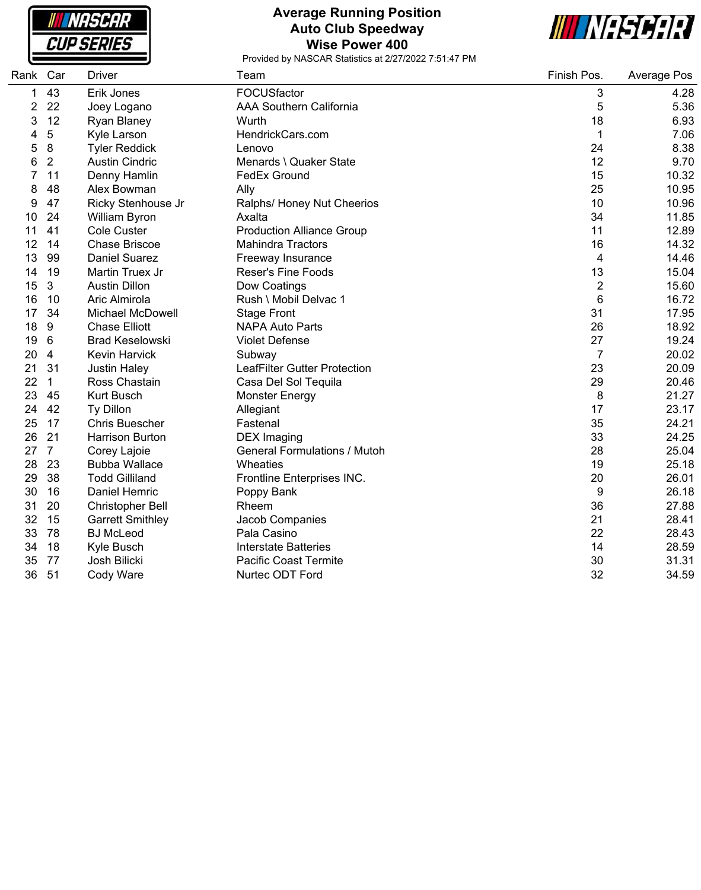# Average Running Position
## Auto Club Speedway
## Wise Power 400

Provided by NASCAR Statistics at 2/27/2022 7:51:47 PM

| Rank | Car | Driver | Team | Finish Pos. | Average Pos |
|---|---|---|---|---|---|
| 1 | 43 | Erik Jones | FOCUSfactor | 3 | 4.28 |
| 2 | 22 | Joey Logano | AAA Southern California | 5 | 5.36 |
| 3 | 12 | Ryan Blaney | Wurth | 18 | 6.93 |
| 4 | 5 | Kyle Larson | HendrickCars.com | 1 | 7.06 |
| 5 | 8 | Tyler Reddick | Lenovo | 24 | 8.38 |
| 6 | 2 | Austin Cindric | Menards \ Quaker State | 12 | 9.70 |
| 7 | 11 | Denny Hamlin | FedEx Ground | 15 | 10.32 |
| 8 | 48 | Alex Bowman | Ally | 25 | 10.95 |
| 9 | 47 | Ricky Stenhouse Jr | Ralphs/ Honey Nut Cheerios | 10 | 10.96 |
| 10 | 24 | William Byron | Axalta | 34 | 11.85 |
| 11 | 41 | Cole Custer | Production Alliance Group | 11 | 12.89 |
| 12 | 14 | Chase Briscoe | Mahindra Tractors | 16 | 14.32 |
| 13 | 99 | Daniel Suarez | Freeway Insurance | 4 | 14.46 |
| 14 | 19 | Martin Truex Jr | Reser's Fine Foods | 13 | 15.04 |
| 15 | 3 | Austin Dillon | Dow Coatings | 2 | 15.60 |
| 16 | 10 | Aric Almirola | Rush \ Mobil Delvac 1 | 6 | 16.72 |
| 17 | 34 | Michael McDowell | Stage Front | 31 | 17.95 |
| 18 | 9 | Chase Elliott | NAPA Auto Parts | 26 | 18.92 |
| 19 | 6 | Brad Keselowski | Violet Defense | 27 | 19.24 |
| 20 | 4 | Kevin Harvick | Subway | 7 | 20.02 |
| 21 | 31 | Justin Haley | LeafFilter Gutter Protection | 23 | 20.09 |
| 22 | 1 | Ross Chastain | Casa Del Sol Tequila | 29 | 20.46 |
| 23 | 45 | Kurt Busch | Monster Energy | 8 | 21.27 |
| 24 | 42 | Ty Dillon | Allegiant | 17 | 23.17 |
| 25 | 17 | Chris Buescher | Fastenal | 35 | 24.21 |
| 26 | 21 | Harrison Burton | DEX Imaging | 33 | 24.25 |
| 27 | 7 | Corey Lajoie | General Formulations / Mutoh | 28 | 25.04 |
| 28 | 23 | Bubba Wallace | Wheaties | 19 | 25.18 |
| 29 | 38 | Todd Gilliland | Frontline Enterprises INC. | 20 | 26.01 |
| 30 | 16 | Daniel Hemric | Poppy Bank | 9 | 26.18 |
| 31 | 20 | Christopher Bell | Rheem | 36 | 27.88 |
| 32 | 15 | Garrett Smithley | Jacob Companies | 21 | 28.41 |
| 33 | 78 | BJ McLeod | Pala Casino | 22 | 28.43 |
| 34 | 18 | Kyle Busch | Interstate Batteries | 14 | 28.59 |
| 35 | 77 | Josh Bilicki | Pacific Coast Termite | 30 | 31.31 |
| 36 | 51 | Cody Ware | Nurtec ODT Ford | 32 | 34.59 |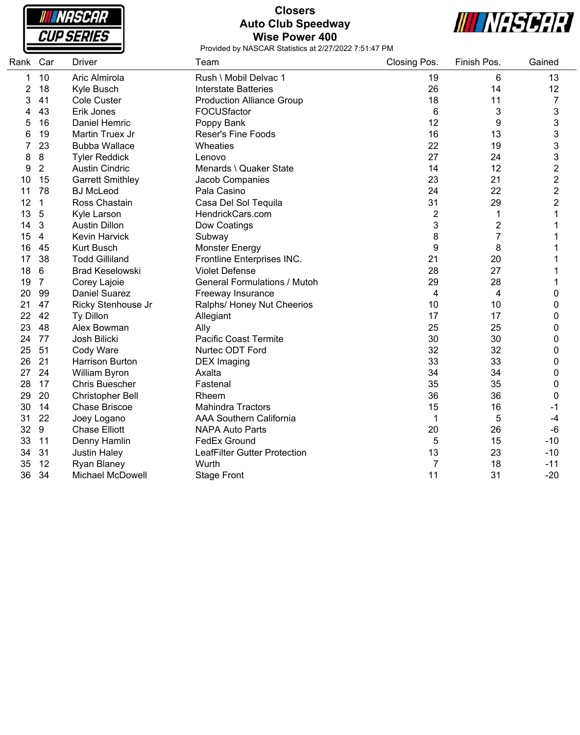# Closers
## Auto Club Speedway
## Wise Power 400

Provided by NASCAR Statistics at 2/27/2022 7:51:47 PM

| Rank | Car | Driver | Team | Closing Pos. | Finish Pos. | Gained |
|---|---|---|---|---|---|---|
| 1 | 10 | Aric Almirola | Rush \ Mobil Delvac 1 | 19 | 6 | 13 |
| 2 | 18 | Kyle Busch | Interstate Batteries | 26 | 14 | 12 |
| 3 | 41 | Cole Custer | Production Alliance Group | 18 | 11 | 7 |
| 4 | 43 | Erik Jones | FOCUSfactor | 6 | 3 | 3 |
| 5 | 16 | Daniel Hemric | Poppy Bank | 12 | 9 | 3 |
| 6 | 19 | Martin Truex Jr | Reser's Fine Foods | 16 | 13 | 3 |
| 7 | 23 | Bubba Wallace | Wheaties | 22 | 19 | 3 |
| 8 | 8 | Tyler Reddick | Lenovo | 27 | 24 | 3 |
| 9 | 2 | Austin Cindric | Menards \ Quaker State | 14 | 12 | 2 |
| 10 | 15 | Garrett Smithley | Jacob Companies | 23 | 21 | 2 |
| 11 | 78 | BJ McLeod | Pala Casino | 24 | 22 | 2 |
| 12 | 1 | Ross Chastain | Casa Del Sol Tequila | 31 | 29 | 2 |
| 13 | 5 | Kyle Larson | HendrickCars.com | 2 | 1 | 1 |
| 14 | 3 | Austin Dillon | Dow Coatings | 3 | 2 | 1 |
| 15 | 4 | Kevin Harvick | Subway | 8 | 7 | 1 |
| 16 | 45 | Kurt Busch | Monster Energy | 9 | 8 | 1 |
| 17 | 38 | Todd Gilliland | Frontline Enterprises INC. | 21 | 20 | 1 |
| 18 | 6 | Brad Keselowski | Violet Defense | 28 | 27 | 1 |
| 19 | 7 | Corey Lajoie | General Formulations / Mutoh | 29 | 28 | 1 |
| 20 | 99 | Daniel Suarez | Freeway Insurance | 4 | 4 | 0 |
| 21 | 47 | Ricky Stenhouse Jr | Ralphs/ Honey Nut Cheerios | 10 | 10 | 0 |
| 22 | 42 | Ty Dillon | Allegiant | 17 | 17 | 0 |
| 23 | 48 | Alex Bowman | Ally | 25 | 25 | 0 |
| 24 | 77 | Josh Bilicki | Pacific Coast Termite | 30 | 30 | 0 |
| 25 | 51 | Cody Ware | Nurtec ODT Ford | 32 | 32 | 0 |
| 26 | 21 | Harrison Burton | DEX Imaging | 33 | 33 | 0 |
| 27 | 24 | William Byron | Axalta | 34 | 34 | 0 |
| 28 | 17 | Chris Buescher | Fastenal | 35 | 35 | 0 |
| 29 | 20 | Christopher Bell | Rheem | 36 | 36 | 0 |
| 30 | 14 | Chase Briscoe | Mahindra Tractors | 15 | 16 | -1 |
| 31 | 22 | Joey Logano | AAA Southern California | 1 | 5 | -4 |
| 32 | 9 | Chase Elliott | NAPA Auto Parts | 20 | 26 | -6 |
| 33 | 11 | Denny Hamlin | FedEx Ground | 5 | 15 | -10 |
| 34 | 31 | Justin Haley | LeafFilter Gutter Protection | 13 | 23 | -10 |
| 35 | 12 | Ryan Blaney | Wurth | 7 | 18 | -11 |
| 36 | 34 | Michael McDowell | Stage Front | 11 | 31 | -20 |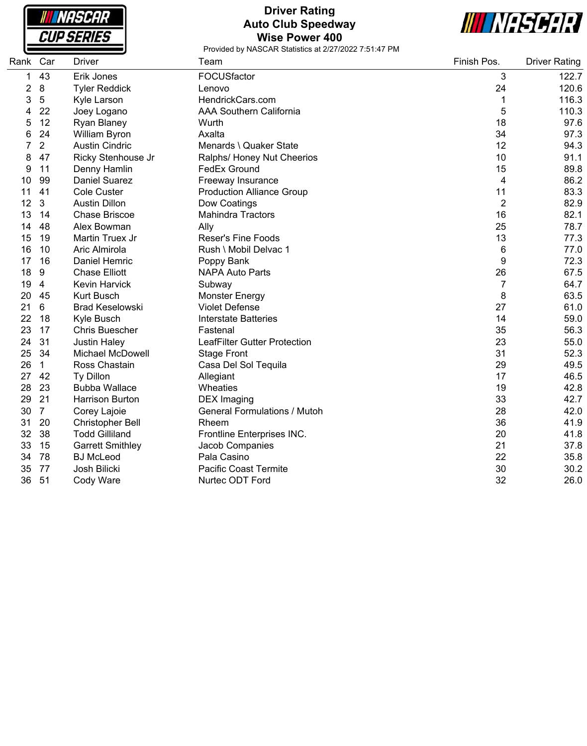# Driver Rating
## Auto Club Speedway
## Wise Power 400

Provided by NASCAR Statistics at 2/27/2022 7:51:47 PM

| Rank | Car | Driver | Team | Finish Pos. | Driver Rating |
|---|---|---|---|---|---|
| 1 | 43 | Erik Jones | FOCUSfactor | 3 | 122.7 |
| 2 | 8 | Tyler Reddick | Lenovo | 24 | 120.6 |
| 3 | 5 | Kyle Larson | HendrickCars.com | 1 | 116.3 |
| 4 | 22 | Joey Logano | AAA Southern California | 5 | 110.3 |
| 5 | 12 | Ryan Blaney | Wurth | 18 | 97.6 |
| 6 | 24 | William Byron | Axalta | 34 | 97.3 |
| 7 | 2 | Austin Cindric | Menards \ Quaker State | 12 | 94.3 |
| 8 | 47 | Ricky Stenhouse Jr | Ralphs/ Honey Nut Cheerios | 10 | 91.1 |
| 9 | 11 | Denny Hamlin | FedEx Ground | 15 | 89.8 |
| 10 | 99 | Daniel Suarez | Freeway Insurance | 4 | 86.2 |
| 11 | 41 | Cole Custer | Production Alliance Group | 11 | 83.3 |
| 12 | 3 | Austin Dillon | Dow Coatings | 2 | 82.9 |
| 13 | 14 | Chase Briscoe | Mahindra Tractors | 16 | 82.1 |
| 14 | 48 | Alex Bowman | Ally | 25 | 78.7 |
| 15 | 19 | Martin Truex Jr | Reser's Fine Foods | 13 | 77.3 |
| 16 | 10 | Aric Almirola | Rush \ Mobil Delvac 1 | 6 | 77.0 |
| 17 | 16 | Daniel Hemric | Poppy Bank | 9 | 72.3 |
| 18 | 9 | Chase Elliott | NAPA Auto Parts | 26 | 67.5 |
| 19 | 4 | Kevin Harvick | Subway | 7 | 64.7 |
| 20 | 45 | Kurt Busch | Monster Energy | 8 | 63.5 |
| 21 | 6 | Brad Keselowski | Violet Defense | 27 | 61.0 |
| 22 | 18 | Kyle Busch | Interstate Batteries | 14 | 59.0 |
| 23 | 17 | Chris Buescher | Fastenal | 35 | 56.3 |
| 24 | 31 | Justin Haley | LeafFilter Gutter Protection | 23 | 55.0 |
| 25 | 34 | Michael McDowell | Stage Front | 31 | 52.3 |
| 26 | 1 | Ross Chastain | Casa Del Sol Tequila | 29 | 49.5 |
| 27 | 42 | Ty Dillon | Allegiant | 17 | 46.5 |
| 28 | 23 | Bubba Wallace | Wheaties | 19 | 42.8 |
| 29 | 21 | Harrison Burton | DEX Imaging | 33 | 42.7 |
| 30 | 7 | Corey Lajoie | General Formulations / Mutoh | 28 | 42.0 |
| 31 | 20 | Christopher Bell | Rheem | 36 | 41.9 |
| 32 | 38 | Todd Gilliland | Frontline Enterprises INC. | 20 | 41.8 |
| 33 | 15 | Garrett Smithley | Jacob Companies | 21 | 37.8 |
| 34 | 78 | BJ McLeod | Pala Casino | 22 | 35.8 |
| 35 | 77 | Josh Bilicki | Pacific Coast Termite | 30 | 30.2 |
| 36 | 51 | Cody Ware | Nurtec ODT Ford | 32 | 26.0 |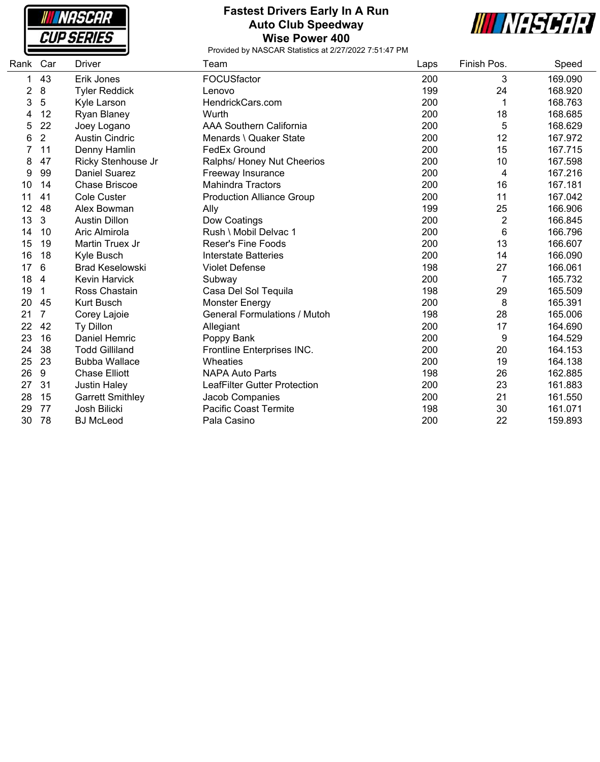# Fastest Drivers Early In A Run
## Auto Club Speedway
## Wise Power 400

Provided by NASCAR Statistics at 2/27/2022 7:51:47 PM

| Rank | Car | Driver | Team | Laps | Finish Pos. | Speed |
|---|---|---|---|---|---|---|
| 1 | 43 | Erik Jones | FOCUSfactor | 200 | 3 | 169.090 |
| 2 | 8 | Tyler Reddick | Lenovo | 199 | 24 | 168.920 |
| 3 | 5 | Kyle Larson | HendrickCars.com | 200 | 1 | 168.763 |
| 4 | 12 | Ryan Blaney | Wurth | 200 | 18 | 168.685 |
| 5 | 22 | Joey Logano | AAA Southern California | 200 | 5 | 168.629 |
| 6 | 2 | Austin Cindric | Menards \ Quaker State | 200 | 12 | 167.972 |
| 7 | 11 | Denny Hamlin | FedEx Ground | 200 | 15 | 167.715 |
| 8 | 47 | Ricky Stenhouse Jr | Ralphs/ Honey Nut Cheerios | 200 | 10 | 167.598 |
| 9 | 99 | Daniel Suarez | Freeway Insurance | 200 | 4 | 167.216 |
| 10 | 14 | Chase Briscoe | Mahindra Tractors | 200 | 16 | 167.181 |
| 11 | 41 | Cole Custer | Production Alliance Group | 200 | 11 | 167.042 |
| 12 | 48 | Alex Bowman | Ally | 199 | 25 | 166.906 |
| 13 | 3 | Austin Dillon | Dow Coatings | 200 | 2 | 166.845 |
| 14 | 10 | Aric Almirola | Rush \ Mobil Delvac 1 | 200 | 6 | 166.796 |
| 15 | 19 | Martin Truex Jr | Reser's Fine Foods | 200 | 13 | 166.607 |
| 16 | 18 | Kyle Busch | Interstate Batteries | 200 | 14 | 166.090 |
| 17 | 6 | Brad Keselowski | Violet Defense | 198 | 27 | 166.061 |
| 18 | 4 | Kevin Harvick | Subway | 200 | 7 | 165.732 |
| 19 | 1 | Ross Chastain | Casa Del Sol Tequila | 198 | 29 | 165.509 |
| 20 | 45 | Kurt Busch | Monster Energy | 200 | 8 | 165.391 |
| 21 | 7 | Corey Lajoie | General Formulations / Mutoh | 198 | 28 | 165.006 |
| 22 | 42 | Ty Dillon | Allegiant | 200 | 17 | 164.690 |
| 23 | 16 | Daniel Hemric | Poppy Bank | 200 | 9 | 164.529 |
| 24 | 38 | Todd Gilliland | Frontline Enterprises INC. | 200 | 20 | 164.153 |
| 25 | 23 | Bubba Wallace | Wheaties | 200 | 19 | 164.138 |
| 26 | 9 | Chase Elliott | NAPA Auto Parts | 198 | 26 | 162.885 |
| 27 | 31 | Justin Haley | LeafFilter Gutter Protection | 200 | 23 | 161.883 |
| 28 | 15 | Garrett Smithley | Jacob Companies | 200 | 21 | 161.550 |
| 29 | 77 | Josh Bilicki | Pacific Coast Termite | 198 | 30 | 161.071 |
| 30 | 78 | BJ McLeod | Pala Casino | 200 | 22 | 159.893 |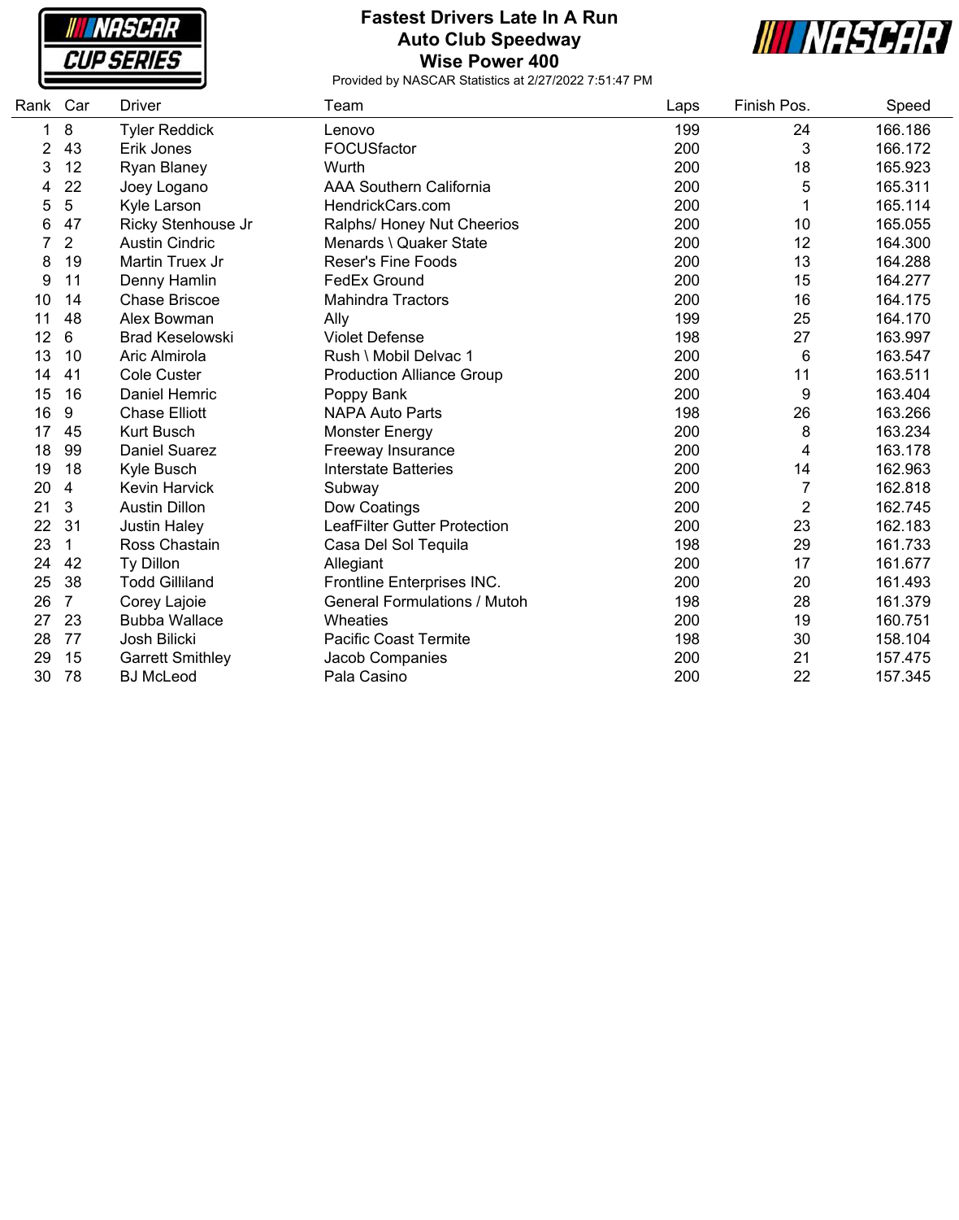# Fastest Drivers Late In A Run
## Auto Club Speedway
## Wise Power 400

Provided by NASCAR Statistics at 2/27/2022 7:51:47 PM

| Rank | Car | Driver | Team | Laps | Finish Pos. | Speed |
|---|---|---|---|---|---|---|
| 1 | 8 | Tyler Reddick | Lenovo | 199 | 24 | 166.186 |
| 2 | 43 | Erik Jones | FOCUSfactor | 200 | 3 | 166.172 |
| 3 | 12 | Ryan Blaney | Wurth | 200 | 18 | 165.923 |
| 4 | 22 | Joey Logano | AAA Southern California | 200 | 5 | 165.311 |
| 5 | 5 | Kyle Larson | HendrickCars.com | 200 | 1 | 165.114 |
| 6 | 47 | Ricky Stenhouse Jr | Ralphs/ Honey Nut Cheerios | 200 | 10 | 165.055 |
| 7 | 2 | Austin Cindric | Menards \ Quaker State | 200 | 12 | 164.300 |
| 8 | 19 | Martin Truex Jr | Reser's Fine Foods | 200 | 13 | 164.288 |
| 9 | 11 | Denny Hamlin | FedEx Ground | 200 | 15 | 164.277 |
| 10 | 14 | Chase Briscoe | Mahindra Tractors | 200 | 16 | 164.175 |
| 11 | 48 | Alex Bowman | Ally | 199 | 25 | 164.170 |
| 12 | 6 | Brad Keselowski | Violet Defense | 198 | 27 | 163.997 |
| 13 | 10 | Aric Almirola | Rush \ Mobil Delvac 1 | 200 | 6 | 163.547 |
| 14 | 41 | Cole Custer | Production Alliance Group | 200 | 11 | 163.511 |
| 15 | 16 | Daniel Hemric | Poppy Bank | 200 | 9 | 163.404 |
| 16 | 9 | Chase Elliott | NAPA Auto Parts | 198 | 26 | 163.266 |
| 17 | 45 | Kurt Busch | Monster Energy | 200 | 8 | 163.234 |
| 18 | 99 | Daniel Suarez | Freeway Insurance | 200 | 4 | 163.178 |
| 19 | 18 | Kyle Busch | Interstate Batteries | 200 | 14 | 162.963 |
| 20 | 4 | Kevin Harvick | Subway | 200 | 7 | 162.818 |
| 21 | 3 | Austin Dillon | Dow Coatings | 200 | 2 | 162.745 |
| 22 | 31 | Justin Haley | LeafFilter Gutter Protection | 200 | 23 | 162.183 |
| 23 | 1 | Ross Chastain | Casa Del Sol Tequila | 198 | 29 | 161.733 |
| 24 | 42 | Ty Dillon | Allegiant | 200 | 17 | 161.677 |
| 25 | 38 | Todd Gilliland | Frontline Enterprises INC. | 200 | 20 | 161.493 |
| 26 | 7 | Corey Lajoie | General Formulations / Mutoh | 198 | 28 | 161.379 |
| 27 | 23 | Bubba Wallace | Wheaties | 200 | 19 | 160.751 |
| 28 | 77 | Josh Bilicki | Pacific Coast Termite | 198 | 30 | 158.104 |
| 29 | 15 | Garrett Smithley | Jacob Companies | 200 | 21 | 157.475 |
| 30 | 78 | BJ McLeod | Pala Casino | 200 | 22 | 157.345 |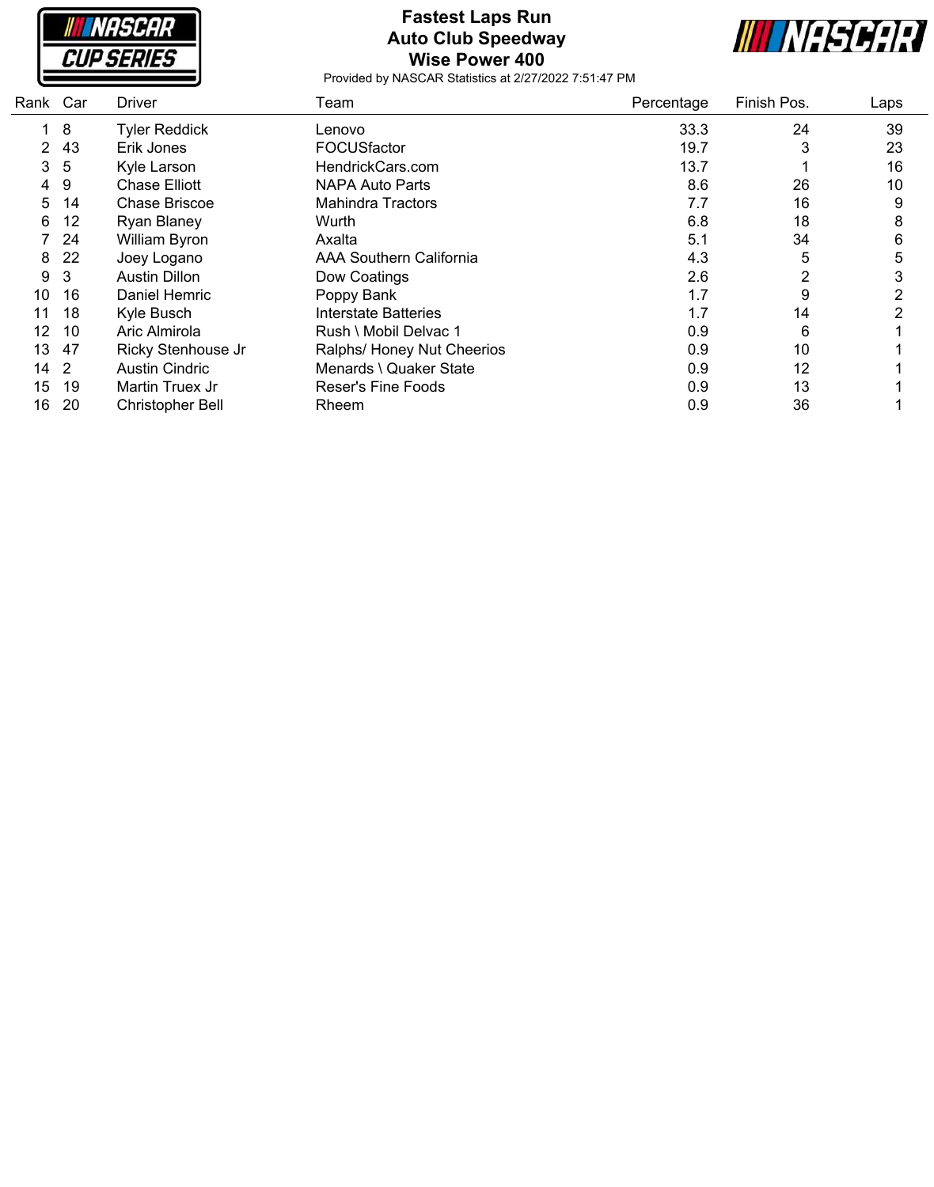# Fastest Laps Run
## Auto Club Speedway
## Wise Power 400

Provided by NASCAR Statistics at 2/27/2022 7:51:47 PM

| Rank | Car | Driver | Team | Percentage | Finish Pos. | Laps |
|---|---|---|---|---|---|---|
| 1 | 8 | Tyler Reddick | Lenovo | 33.3 | 24 | 39 |
| 2 | 43 | Erik Jones | FOCUSfactor | 19.7 | 3 | 23 |
| 3 | 5 | Kyle Larson | HendrickCars.com | 13.7 | 1 | 16 |
| 4 | 9 | Chase Elliott | NAPA Auto Parts | 8.6 | 26 | 10 |
| 5 | 14 | Chase Briscoe | Mahindra Tractors | 7.7 | 16 | 9 |
| 6 | 12 | Ryan Blaney | Wurth | 6.8 | 18 | 8 |
| 7 | 24 | William Byron | Axalta | 5.1 | 34 | 6 |
| 8 | 22 | Joey Logano | AAA Southern California | 4.3 | 5 | 5 |
| 9 | 3 | Austin Dillon | Dow Coatings | 2.6 | 2 | 3 |
| 10 | 16 | Daniel Hemric | Poppy Bank | 1.7 | 9 | 2 |
| 11 | 18 | Kyle Busch | Interstate Batteries | 1.7 | 14 | 2 |
| 12 | 10 | Aric Almirola | Rush \ Mobil Delvac 1 | 0.9 | 6 | 1 |
| 13 | 47 | Ricky Stenhouse Jr | Ralphs/ Honey Nut Cheerios | 0.9 | 10 | 1 |
| 14 | 2 | Austin Cindric | Menards \ Quaker State | 0.9 | 12 | 1 |
| 15 | 19 | Martin Truex Jr | Reser's Fine Foods | 0.9 | 13 | 1 |
| 16 | 20 | Christopher Bell | Rheem | 0.9 | 36 | 1 |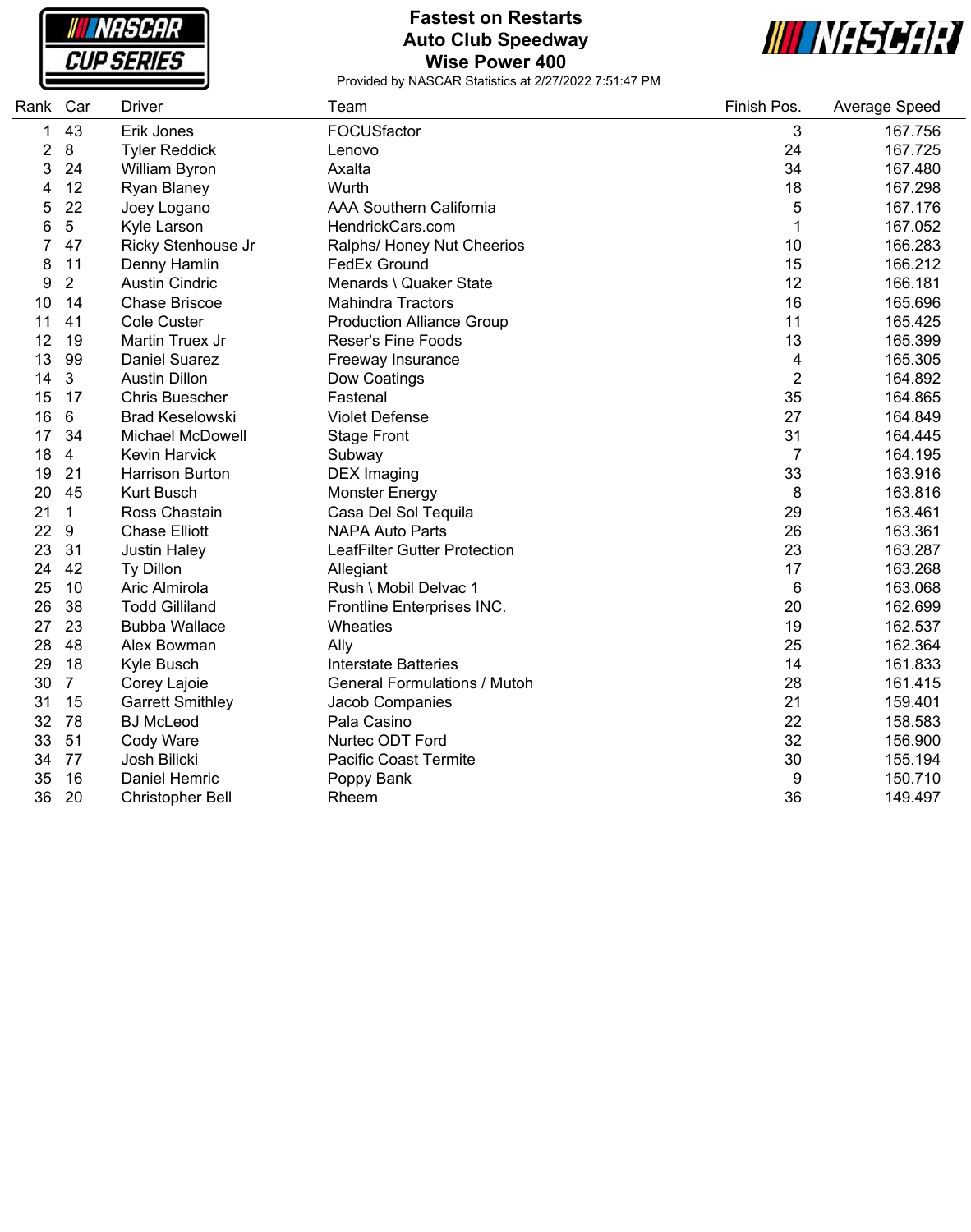# Fastest on Restarts
## Auto Club Speedway
## Wise Power 400

Provided by NASCAR Statistics at 2/27/2022 7:51:47 PM

| Rank | Car | Driver | Team | Finish Pos. | Average Speed |
|---|---|---|---|---|---|
| 1 | 43 | Erik Jones | FOCUSfactor | 3 | 167.756 |
| 2 | 8 | Tyler Reddick | Lenovo | 24 | 167.725 |
| 3 | 24 | William Byron | Axalta | 34 | 167.480 |
| 4 | 12 | Ryan Blaney | Wurth | 18 | 167.298 |
| 5 | 22 | Joey Logano | AAA Southern California | 5 | 167.176 |
| 6 | 5 | Kyle Larson | HendrickCars.com | 1 | 167.052 |
| 7 | 47 | Ricky Stenhouse Jr | Ralphs/ Honey Nut Cheerios | 10 | 166.283 |
| 8 | 11 | Denny Hamlin | FedEx Ground | 15 | 166.212 |
| 9 | 2 | Austin Cindric | Menards \ Quaker State | 12 | 166.181 |
| 10 | 14 | Chase Briscoe | Mahindra Tractors | 16 | 165.696 |
| 11 | 41 | Cole Custer | Production Alliance Group | 11 | 165.425 |
| 12 | 19 | Martin Truex Jr | Reser's Fine Foods | 13 | 165.399 |
| 13 | 99 | Daniel Suarez | Freeway Insurance | 4 | 165.305 |
| 14 | 3 | Austin Dillon | Dow Coatings | 2 | 164.892 |
| 15 | 17 | Chris Buescher | Fastenal | 35 | 164.865 |
| 16 | 6 | Brad Keselowski | Violet Defense | 27 | 164.849 |
| 17 | 34 | Michael McDowell | Stage Front | 31 | 164.445 |
| 18 | 4 | Kevin Harvick | Subway | 7 | 164.195 |
| 19 | 21 | Harrison Burton | DEX Imaging | 33 | 163.916 |
| 20 | 45 | Kurt Busch | Monster Energy | 8 | 163.816 |
| 21 | 1 | Ross Chastain | Casa Del Sol Tequila | 29 | 163.461 |
| 22 | 9 | Chase Elliott | NAPA Auto Parts | 26 | 163.361 |
| 23 | 31 | Justin Haley | LeafFilter Gutter Protection | 23 | 163.287 |
| 24 | 42 | Ty Dillon | Allegiant | 17 | 163.268 |
| 25 | 10 | Aric Almirola | Rush \ Mobil Delvac 1 | 6 | 163.068 |
| 26 | 38 | Todd Gilliland | Frontline Enterprises INC. | 20 | 162.699 |
| 27 | 23 | Bubba Wallace | Wheaties | 19 | 162.537 |
| 28 | 48 | Alex Bowman | Ally | 25 | 162.364 |
| 29 | 18 | Kyle Busch | Interstate Batteries | 14 | 161.833 |
| 30 | 7 | Corey Lajoie | General Formulations / Mutoh | 28 | 161.415 |
| 31 | 15 | Garrett Smithley | Jacob Companies | 21 | 159.401 |
| 32 | 78 | BJ McLeod | Pala Casino | 22 | 158.583 |
| 33 | 51 | Cody Ware | Nurtec ODT Ford | 32 | 156.900 |
| 34 | 77 | Josh Bilicki | Pacific Coast Termite | 30 | 155.194 |
| 35 | 16 | Daniel Hemric | Poppy Bank | 9 | 150.710 |
| 36 | 20 | Christopher Bell | Rheem | 36 | 149.497 |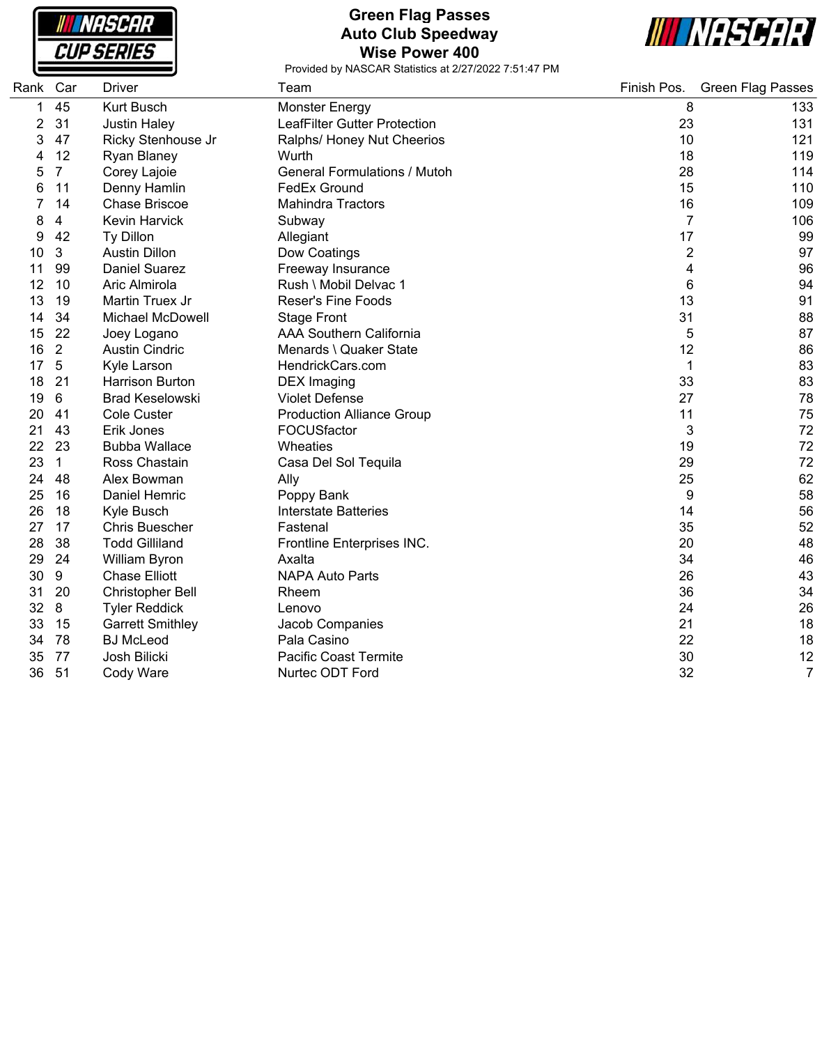# Green Flag Passes
## Auto Club Speedway
## Wise Power 400

Provided by NASCAR Statistics at 2/27/2022 7:51:47 PM

| Rank | Car | Driver | Team | Finish Pos. | Green Flag Passes |
|---|---|---|---|---|---|
| 1 | 45 | Kurt Busch | Monster Energy | 8 | 133 |
| 2 | 31 | Justin Haley | LeafFilter Gutter Protection | 23 | 131 |
| 3 | 47 | Ricky Stenhouse Jr | Ralphs/ Honey Nut Cheerios | 10 | 121 |
| 4 | 12 | Ryan Blaney | Wurth | 18 | 119 |
| 5 | 7 | Corey Lajoie | General Formulations / Mutoh | 28 | 114 |
| 6 | 11 | Denny Hamlin | FedEx Ground | 15 | 110 |
| 7 | 14 | Chase Briscoe | Mahindra Tractors | 16 | 109 |
| 8 | 4 | Kevin Harvick | Subway | 7 | 106 |
| 9 | 42 | Ty Dillon | Allegiant | 17 | 99 |
| 10 | 3 | Austin Dillon | Dow Coatings | 2 | 97 |
| 11 | 99 | Daniel Suarez | Freeway Insurance | 4 | 96 |
| 12 | 10 | Aric Almirola | Rush \ Mobil Delvac 1 | 6 | 94 |
| 13 | 19 | Martin Truex Jr | Reser's Fine Foods | 13 | 91 |
| 14 | 34 | Michael McDowell | Stage Front | 31 | 88 |
| 15 | 22 | Joey Logano | AAA Southern California | 5 | 87 |
| 16 | 2 | Austin Cindric | Menards \ Quaker State | 12 | 86 |
| 17 | 5 | Kyle Larson | HendrickCars.com | 1 | 83 |
| 18 | 21 | Harrison Burton | DEX Imaging | 33 | 83 |
| 19 | 6 | Brad Keselowski | Violet Defense | 27 | 78 |
| 20 | 41 | Cole Custer | Production Alliance Group | 11 | 75 |
| 21 | 43 | Erik Jones | FOCUSfactor | 3 | 72 |
| 22 | 23 | Bubba Wallace | Wheaties | 19 | 72 |
| 23 | 1 | Ross Chastain | Casa Del Sol Tequila | 29 | 72 |
| 24 | 48 | Alex Bowman | Ally | 25 | 62 |
| 25 | 16 | Daniel Hemric | Poppy Bank | 9 | 58 |
| 26 | 18 | Kyle Busch | Interstate Batteries | 14 | 56 |
| 27 | 17 | Chris Buescher | Fastenal | 35 | 52 |
| 28 | 38 | Todd Gilliland | Frontline Enterprises INC. | 20 | 48 |
| 29 | 24 | William Byron | Axalta | 34 | 46 |
| 30 | 9 | Chase Elliott | NAPA Auto Parts | 26 | 43 |
| 31 | 20 | Christopher Bell | Rheem | 36 | 34 |
| 32 | 8 | Tyler Reddick | Lenovo | 24 | 26 |
| 33 | 15 | Garrett Smithley | Jacob Companies | 21 | 18 |
| 34 | 78 | BJ McLeod | Pala Casino | 22 | 18 |
| 35 | 77 | Josh Bilicki | Pacific Coast Termite | 30 | 12 |
| 36 | 51 | Cody Ware | Nurtec ODT Ford | 32 | 7 |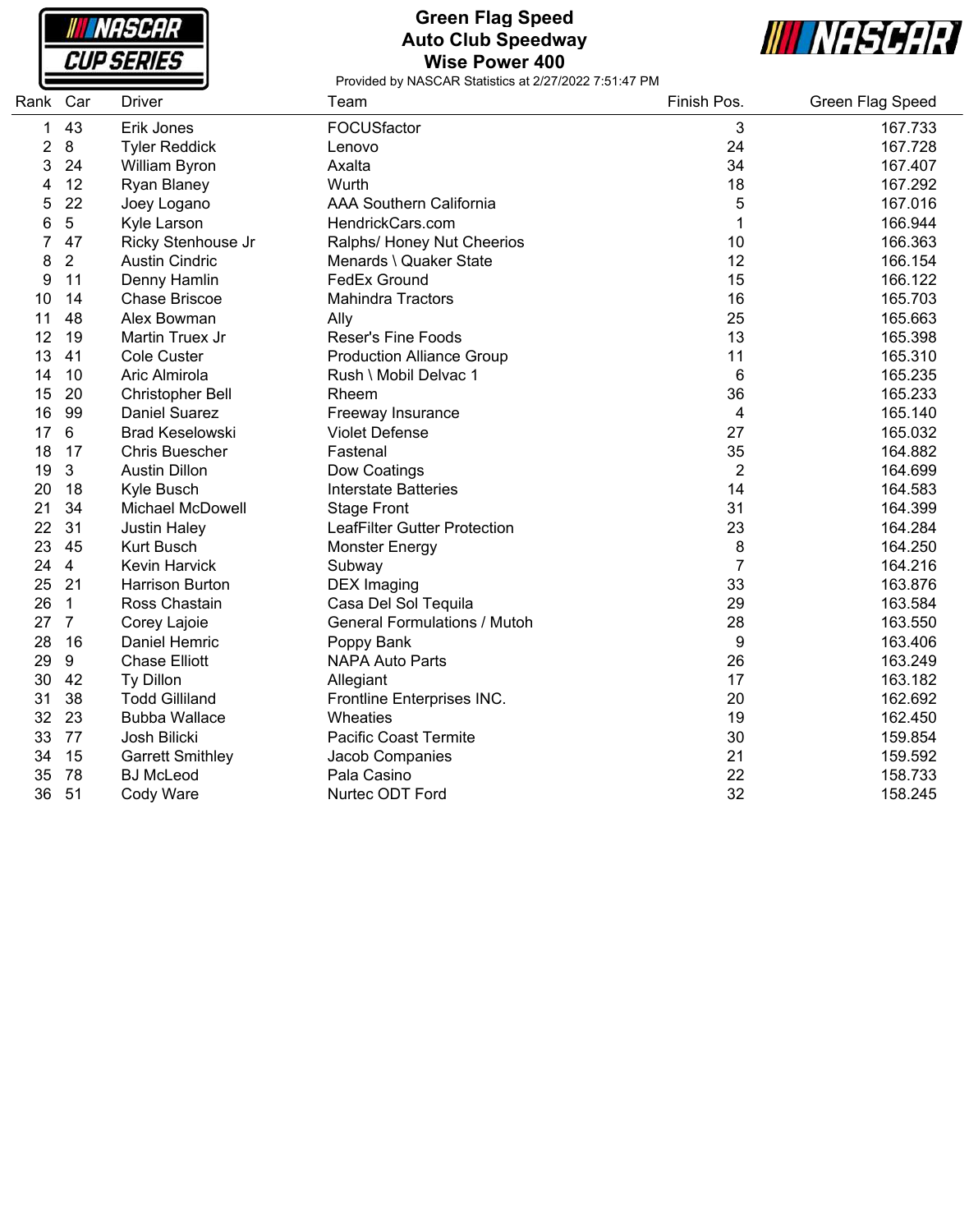# Green Flag Speed
## Auto Club Speedway
## Wise Power 400

Provided by NASCAR Statistics at 2/27/2022 7:51:47 PM

| Rank | Car | Driver | Team | Finish Pos. | Green Flag Speed |
|---|---|---|---|---|---|
| 1 | 43 | Erik Jones | FOCUSfactor | 3 | 167.733 |
| 2 | 8 | Tyler Reddick | Lenovo | 24 | 167.728 |
| 3 | 24 | William Byron | Axalta | 34 | 167.407 |
| 4 | 12 | Ryan Blaney | Wurth | 18 | 167.292 |
| 5 | 22 | Joey Logano | AAA Southern California | 5 | 167.016 |
| 6 | 5 | Kyle Larson | HendrickCars.com | 1 | 166.944 |
| 7 | 47 | Ricky Stenhouse Jr | Ralphs/ Honey Nut Cheerios | 10 | 166.363 |
| 8 | 2 | Austin Cindric | Menards \ Quaker State | 12 | 166.154 |
| 9 | 11 | Denny Hamlin | FedEx Ground | 15 | 166.122 |
| 10 | 14 | Chase Briscoe | Mahindra Tractors | 16 | 165.703 |
| 11 | 48 | Alex Bowman | Ally | 25 | 165.663 |
| 12 | 19 | Martin Truex Jr | Reser's Fine Foods | 13 | 165.398 |
| 13 | 41 | Cole Custer | Production Alliance Group | 11 | 165.310 |
| 14 | 10 | Aric Almirola | Rush \ Mobil Delvac 1 | 6 | 165.235 |
| 15 | 20 | Christopher Bell | Rheem | 36 | 165.233 |
| 16 | 99 | Daniel Suarez | Freeway Insurance | 4 | 165.140 |
| 17 | 6 | Brad Keselowski | Violet Defense | 27 | 165.032 |
| 18 | 17 | Chris Buescher | Fastenal | 35 | 164.882 |
| 19 | 3 | Austin Dillon | Dow Coatings | 2 | 164.699 |
| 20 | 18 | Kyle Busch | Interstate Batteries | 14 | 164.583 |
| 21 | 34 | Michael McDowell | Stage Front | 31 | 164.399 |
| 22 | 31 | Justin Haley | LeafFilter Gutter Protection | 23 | 164.284 |
| 23 | 45 | Kurt Busch | Monster Energy | 8 | 164.250 |
| 24 | 4 | Kevin Harvick | Subway | 7 | 164.216 |
| 25 | 21 | Harrison Burton | DEX Imaging | 33 | 163.876 |
| 26 | 1 | Ross Chastain | Casa Del Sol Tequila | 29 | 163.584 |
| 27 | 7 | Corey Lajoie | General Formulations / Mutoh | 28 | 163.550 |
| 28 | 16 | Daniel Hemric | Poppy Bank | 9 | 163.406 |
| 29 | 9 | Chase Elliott | NAPA Auto Parts | 26 | 163.249 |
| 30 | 42 | Ty Dillon | Allegiant | 17 | 163.182 |
| 31 | 38 | Todd Gilliland | Frontline Enterprises INC. | 20 | 162.692 |
| 32 | 23 | Bubba Wallace | Wheaties | 19 | 162.450 |
| 33 | 77 | Josh Bilicki | Pacific Coast Termite | 30 | 159.854 |
| 34 | 15 | Garrett Smithley | Jacob Companies | 21 | 159.592 |
| 35 | 78 | BJ McLeod | Pala Casino | 22 | 158.733 |
| 36 | 51 | Cody Ware | Nurtec ODT Ford | 32 | 158.245 |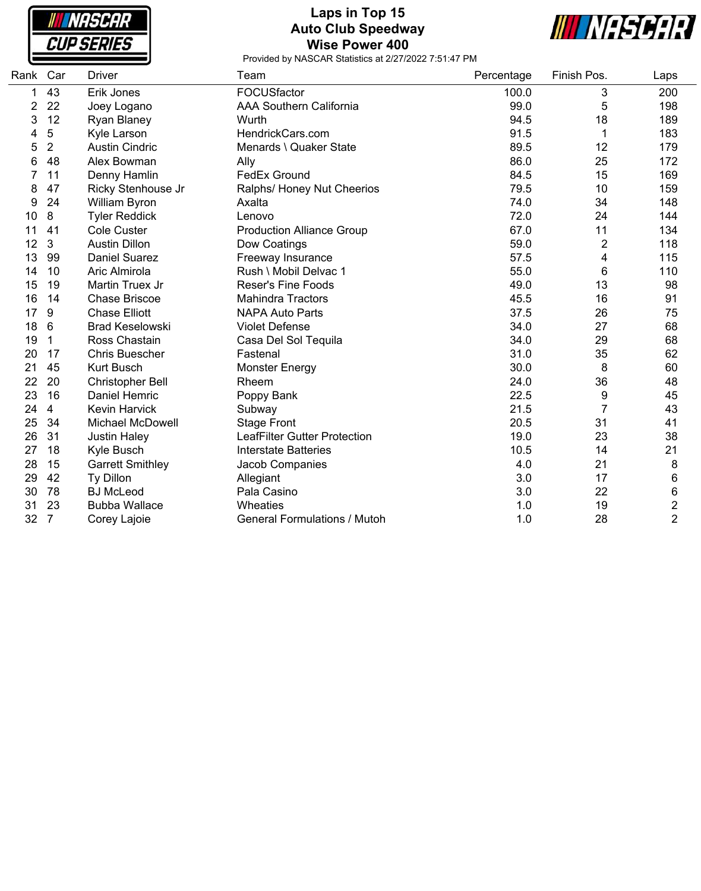# Laps in Top 15
## Auto Club Speedway
## Wise Power 400

Provided by NASCAR Statistics at 2/27/2022 7:51:47 PM

| Rank | Car | Driver | Team | Percentage | Finish Pos. | Laps |
|---|---|---|---|---|---|---|
| 1 | 43 | Erik Jones | FOCUSfactor | 100.0 | 3 | 200 |
| 2 | 22 | Joey Logano | AAA Southern California | 99.0 | 5 | 198 |
| 3 | 12 | Ryan Blaney | Wurth | 94.5 | 18 | 189 |
| 4 | 5 | Kyle Larson | HendrickCars.com | 91.5 | 1 | 183 |
| 5 | 2 | Austin Cindric | Menards \ Quaker State | 89.5 | 12 | 179 |
| 6 | 48 | Alex Bowman | Ally | 86.0 | 25 | 172 |
| 7 | 11 | Denny Hamlin | FedEx Ground | 84.5 | 15 | 169 |
| 8 | 47 | Ricky Stenhouse Jr | Ralphs/ Honey Nut Cheerios | 79.5 | 10 | 159 |
| 9 | 24 | William Byron | Axalta | 74.0 | 34 | 148 |
| 10 | 8 | Tyler Reddick | Lenovo | 72.0 | 24 | 144 |
| 11 | 41 | Cole Custer | Production Alliance Group | 67.0 | 11 | 134 |
| 12 | 3 | Austin Dillon | Dow Coatings | 59.0 | 2 | 118 |
| 13 | 99 | Daniel Suarez | Freeway Insurance | 57.5 | 4 | 115 |
| 14 | 10 | Aric Almirola | Rush \ Mobil Delvac 1 | 55.0 | 6 | 110 |
| 15 | 19 | Martin Truex Jr | Reser's Fine Foods | 49.0 | 13 | 98 |
| 16 | 14 | Chase Briscoe | Mahindra Tractors | 45.5 | 16 | 91 |
| 17 | 9 | Chase Elliott | NAPA Auto Parts | 37.5 | 26 | 75 |
| 18 | 6 | Brad Keselowski | Violet Defense | 34.0 | 27 | 68 |
| 19 | 1 | Ross Chastain | Casa Del Sol Tequila | 34.0 | 29 | 68 |
| 20 | 17 | Chris Buescher | Fastenal | 31.0 | 35 | 62 |
| 21 | 45 | Kurt Busch | Monster Energy | 30.0 | 8 | 60 |
| 22 | 20 | Christopher Bell | Rheem | 24.0 | 36 | 48 |
| 23 | 16 | Daniel Hemric | Poppy Bank | 22.5 | 9 | 45 |
| 24 | 4 | Kevin Harvick | Subway | 21.5 | 7 | 43 |
| 25 | 34 | Michael McDowell | Stage Front | 20.5 | 31 | 41 |
| 26 | 31 | Justin Haley | LeafFilter Gutter Protection | 19.0 | 23 | 38 |
| 27 | 18 | Kyle Busch | Interstate Batteries | 10.5 | 14 | 21 |
| 28 | 15 | Garrett Smithley | Jacob Companies | 4.0 | 21 | 8 |
| 29 | 42 | Ty Dillon | Allegiant | 3.0 | 17 | 6 |
| 30 | 78 | BJ McLeod | Pala Casino | 3.0 | 22 | 6 |
| 31 | 23 | Bubba Wallace | Wheaties | 1.0 | 19 | 2 |
| 32 | 7 | Corey Lajoie | General Formulations / Mutoh | 1.0 | 28 | 2 |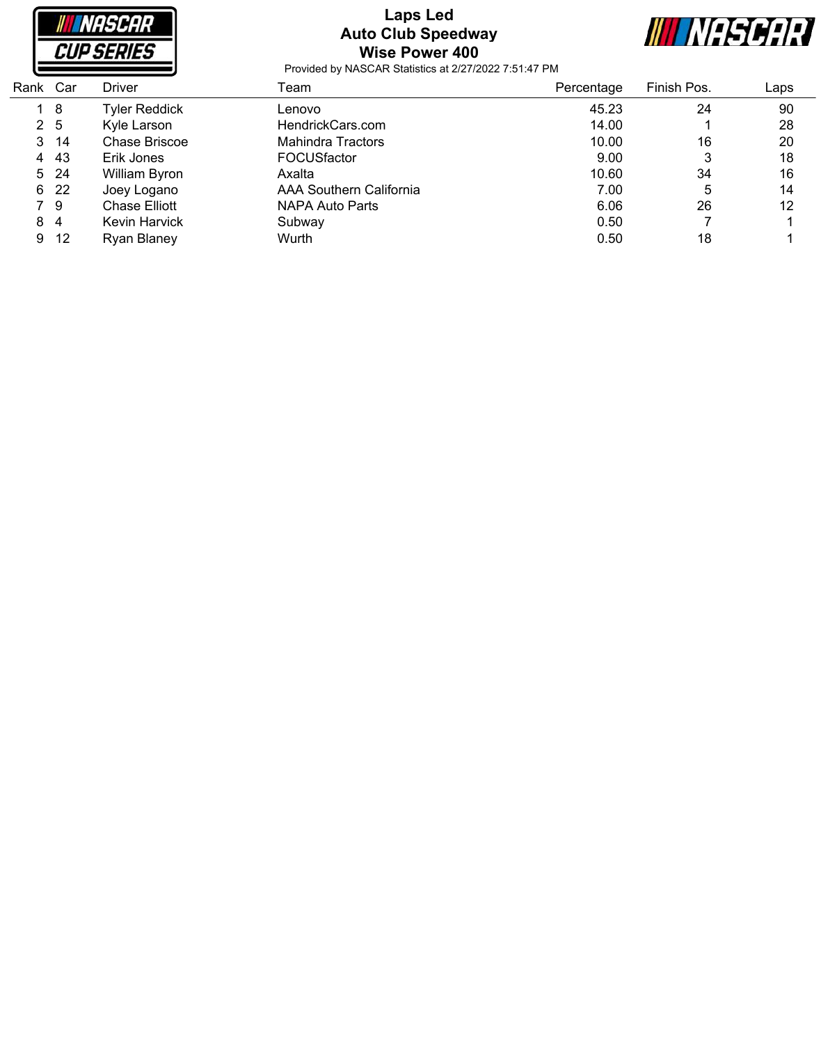# Laps Led
## Auto Club Speedway
## Wise Power 400

Provided by NASCAR Statistics at 2/27/2022 7:51:47 PM

| Rank | Car | Driver | Team | Percentage | Finish Pos. | Laps |
|---|---|---|---|---|---|---|
| 1 | 8 | Tyler Reddick | Lenovo | 45.23 | 24 | 90 |
| 2 | 5 | Kyle Larson | HendrickCars.com | 14.00 | 1 | 28 |
| 3 | 14 | Chase Briscoe | Mahindra Tractors | 10.00 | 16 | 20 |
| 4 | 43 | Erik Jones | FOCUSfactor | 9.00 | 3 | 18 |
| 5 | 24 | William Byron | Axalta | 10.60 | 34 | 16 |
| 6 | 22 | Joey Logano | AAA Southern California | 7.00 | 5 | 14 |
| 7 | 9 | Chase Elliott | NAPA Auto Parts | 6.06 | 26 | 12 |
| 8 | 4 | Kevin Harvick | Subway | 0.50 | 7 | 1 |
| 9 | 12 | Ryan Blaney | Wurth | 0.50 | 18 | 1 |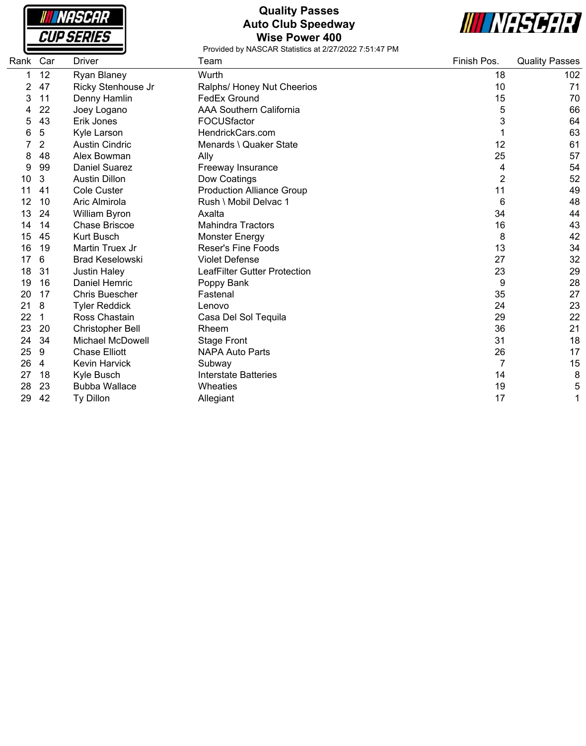# Quality Passes
## Auto Club Speedway
## Wise Power 400

Provided by NASCAR Statistics at 2/27/2022 7:51:47 PM

| Rank | Car | Driver | Team | Finish Pos. | Quality Passes |
|---|---|---|---|---|---|
| 1 | 12 | Ryan Blaney | Wurth | 18 | 102 |
| 2 | 47 | Ricky Stenhouse Jr | Ralphs/ Honey Nut Cheerios | 10 | 71 |
| 3 | 11 | Denny Hamlin | FedEx Ground | 15 | 70 |
| 4 | 22 | Joey Logano | AAA Southern California | 5 | 66 |
| 5 | 43 | Erik Jones | FOCUSfactor | 3 | 64 |
| 6 | 5 | Kyle Larson | HendrickCars.com | 1 | 63 |
| 7 | 2 | Austin Cindric | Menards \ Quaker State | 12 | 61 |
| 8 | 48 | Alex Bowman | Ally | 25 | 57 |
| 9 | 99 | Daniel Suarez | Freeway Insurance | 4 | 54 |
| 10 | 3 | Austin Dillon | Dow Coatings | 2 | 52 |
| 11 | 41 | Cole Custer | Production Alliance Group | 11 | 49 |
| 12 | 10 | Aric Almirola | Rush \ Mobil Delvac 1 | 6 | 48 |
| 13 | 24 | William Byron | Axalta | 34 | 44 |
| 14 | 14 | Chase Briscoe | Mahindra Tractors | 16 | 43 |
| 15 | 45 | Kurt Busch | Monster Energy | 8 | 42 |
| 16 | 19 | Martin Truex Jr | Reser's Fine Foods | 13 | 34 |
| 17 | 6 | Brad Keselowski | Violet Defense | 27 | 32 |
| 18 | 31 | Justin Haley | LeafFilter Gutter Protection | 23 | 29 |
| 19 | 16 | Daniel Hemric | Poppy Bank | 9 | 28 |
| 20 | 17 | Chris Buescher | Fastenal | 35 | 27 |
| 21 | 8 | Tyler Reddick | Lenovo | 24 | 23 |
| 22 | 1 | Ross Chastain | Casa Del Sol Tequila | 29 | 22 |
| 23 | 20 | Christopher Bell | Rheem | 36 | 21 |
| 24 | 34 | Michael McDowell | Stage Front | 31 | 18 |
| 25 | 9 | Chase Elliott | NAPA Auto Parts | 26 | 17 |
| 26 | 4 | Kevin Harvick | Subway | 7 | 15 |
| 27 | 18 | Kyle Busch | Interstate Batteries | 14 | 8 |
| 28 | 23 | Bubba Wallace | Wheaties | 19 | 5 |
| 29 | 42 | Ty Dillon | Allegiant | 17 | 1 |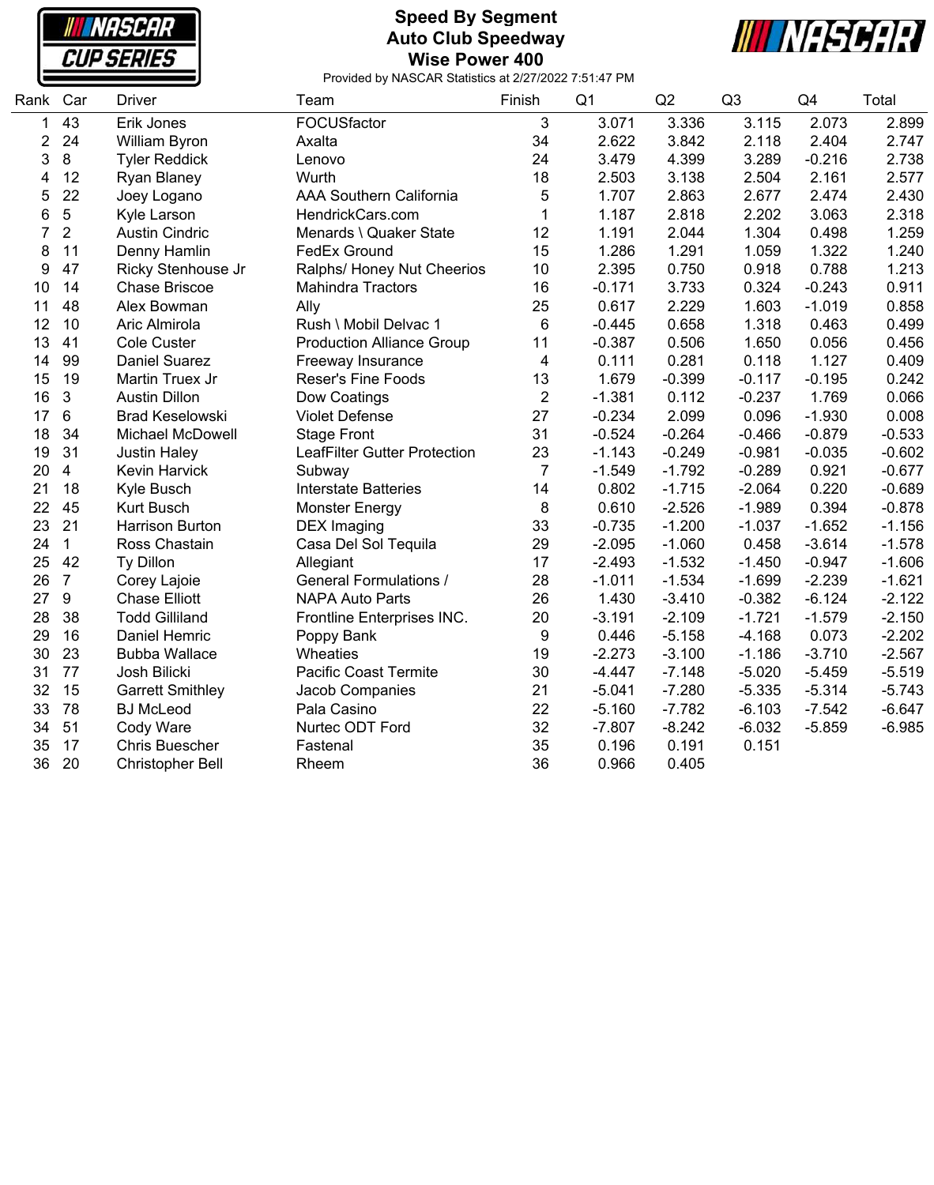# Speed By Segment
## Auto Club Speedway
## Wise Power 400

Provided by NASCAR Statistics at 2/27/2022 7:51:47 PM

| Rank | Car | Driver | Team | Finish | Q1 | Q2 | Q3 | Q4 | Total |
|---|---|---|---|---|---|---|---|---|---|
| 1 | 43 | Erik Jones | FOCUSfactor | 3 | 3.071 | 3.336 | 3.115 | 2.073 | 2.899 |
| 2 | 24 | William Byron | Axalta | 34 | 2.622 | 3.842 | 2.118 | 2.404 | 2.747 |
| 3 | 8 | Tyler Reddick | Lenovo | 24 | 3.479 | 4.399 | 3.289 | -0.216 | 2.738 |
| 4 | 12 | Ryan Blaney | Wurth | 18 | 2.503 | 3.138 | 2.504 | 2.161 | 2.577 |
| 5 | 22 | Joey Logano | AAA Southern California | 5 | 1.707 | 2.863 | 2.677 | 2.474 | 2.430 |
| 6 | 5 | Kyle Larson | HendrickCars.com | 1 | 1.187 | 2.818 | 2.202 | 3.063 | 2.318 |
| 7 | 2 | Austin Cindric | Menards \ Quaker State | 12 | 1.191 | 2.044 | 1.304 | 0.498 | 1.259 |
| 8 | 11 | Denny Hamlin | FedEx Ground | 15 | 1.286 | 1.291 | 1.059 | 1.322 | 1.240 |
| 9 | 47 | Ricky Stenhouse Jr | Ralphs/ Honey Nut Cheerios | 10 | 2.395 | 0.750 | 0.918 | 0.788 | 1.213 |
| 10 | 14 | Chase Briscoe | Mahindra Tractors | 16 | -0.171 | 3.733 | 0.324 | -0.243 | 0.911 |
| 11 | 48 | Alex Bowman | Ally | 25 | 0.617 | 2.229 | 1.603 | -1.019 | 0.858 |
| 12 | 10 | Aric Almirola | Rush \ Mobil Delvac 1 | 6 | -0.445 | 0.658 | 1.318 | 0.463 | 0.499 |
| 13 | 41 | Cole Custer | Production Alliance Group | 11 | -0.387 | 0.506 | 1.650 | 0.056 | 0.456 |
| 14 | 99 | Daniel Suarez | Freeway Insurance | 4 | 0.111 | 0.281 | 0.118 | 1.127 | 0.409 |
| 15 | 19 | Martin Truex Jr | Reser's Fine Foods | 13 | 1.679 | -0.399 | -0.117 | -0.195 | 0.242 |
| 16 | 3 | Austin Dillon | Dow Coatings | 2 | -1.381 | 0.112 | -0.237 | 1.769 | 0.066 |
| 17 | 6 | Brad Keselowski | Violet Defense | 27 | -0.234 | 2.099 | 0.096 | -1.930 | 0.008 |
| 18 | 34 | Michael McDowell | Stage Front | 31 | -0.524 | -0.264 | -0.466 | -0.879 | -0.533 |
| 19 | 31 | Justin Haley | LeafFilter Gutter Protection | 23 | -1.143 | -0.249 | -0.981 | -0.035 | -0.602 |
| 20 | 4 | Kevin Harvick | Subway | 7 | -1.549 | -1.792 | -0.289 | 0.921 | -0.677 |
| 21 | 18 | Kyle Busch | Interstate Batteries | 14 | 0.802 | -1.715 | -2.064 | 0.220 | -0.689 |
| 22 | 45 | Kurt Busch | Monster Energy | 8 | 0.610 | -2.526 | -1.989 | 0.394 | -0.878 |
| 23 | 21 | Harrison Burton | DEX Imaging | 33 | -0.735 | -1.200 | -1.037 | -1.652 | -1.156 |
| 24 | 1 | Ross Chastain | Casa Del Sol Tequila | 29 | -2.095 | -1.060 | 0.458 | -3.614 | -1.578 |
| 25 | 42 | Ty Dillon | Allegiant | 17 | -2.493 | -1.532 | -1.450 | -0.947 | -1.606 |
| 26 | 7 | Corey Lajoie | General Formulations / | 28 | -1.011 | -1.534 | -1.699 | -2.239 | -1.621 |
| 27 | 9 | Chase Elliott | NAPA Auto Parts | 26 | 1.430 | -3.410 | -0.382 | -6.124 | -2.122 |
| 28 | 38 | Todd Gilliland | Frontline Enterprises INC. | 20 | -3.191 | -2.109 | -1.721 | -1.579 | -2.150 |
| 29 | 16 | Daniel Hemric | Poppy Bank | 9 | 0.446 | -5.158 | -4.168 | 0.073 | -2.202 |
| 30 | 23 | Bubba Wallace | Wheaties | 19 | -2.273 | -3.100 | -1.186 | -3.710 | -2.567 |
| 31 | 77 | Josh Bilicki | Pacific Coast Termite | 30 | -4.447 | -7.148 | -5.020 | -5.459 | -5.519 |
| 32 | 15 | Garrett Smithley | Jacob Companies | 21 | -5.041 | -7.280 | -5.335 | -5.314 | -5.743 |
| 33 | 78 | BJ McLeod | Pala Casino | 22 | -5.160 | -7.782 | -6.103 | -7.542 | -6.647 |
| 34 | 51 | Cody Ware | Nurtec ODT Ford | 32 | -7.807 | -8.242 | -6.032 | -5.859 | -6.985 |
| 35 | 17 | Chris Buescher | Fastenal | 35 | 0.196 | 0.191 | 0.151 | | |
| 36 | 20 | Christopher Bell | Rheem | 36 | 0.966 | 0.405 | | | |